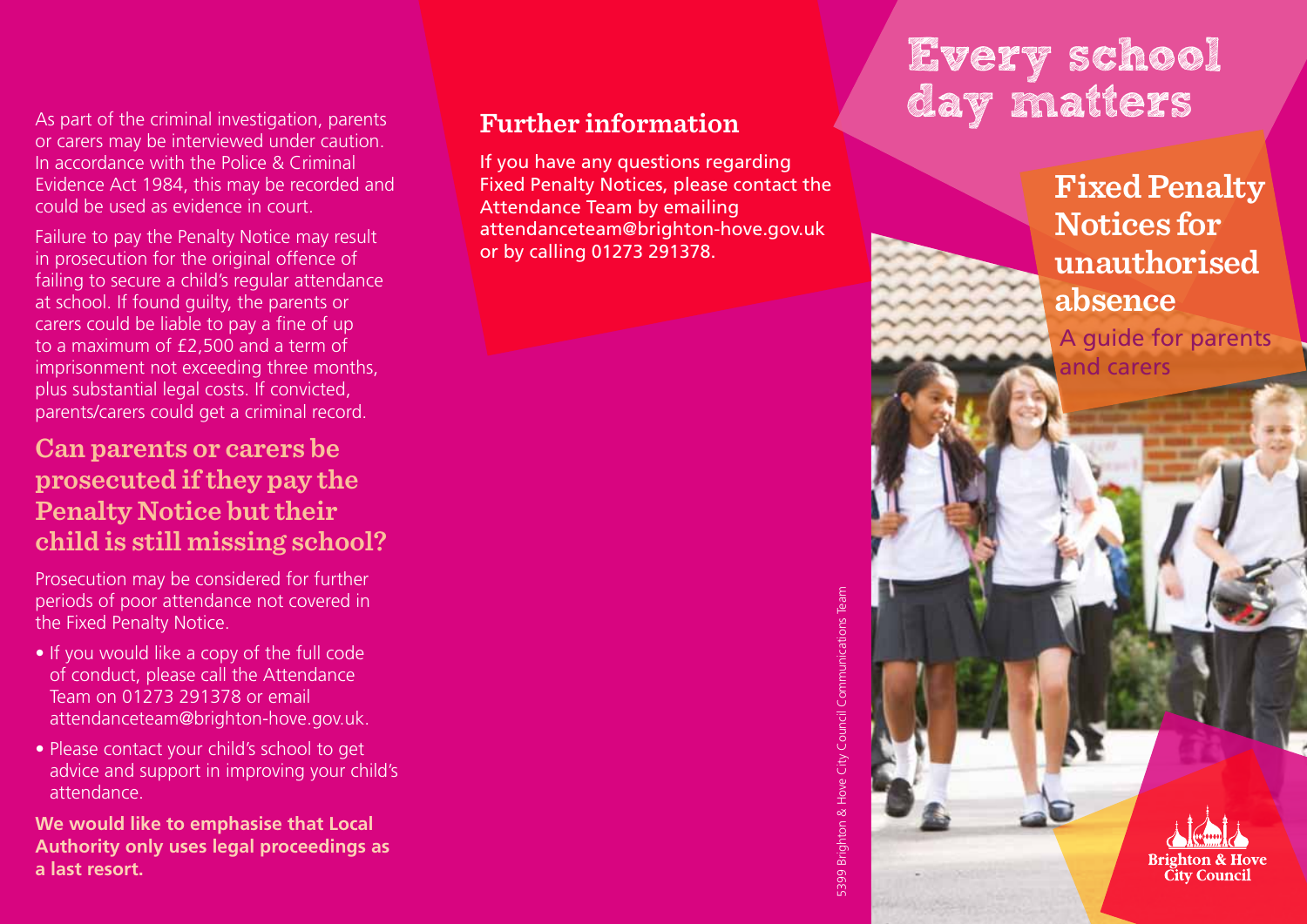As part of the criminal investigation, parents or carers may be interviewed under caution. In accordance with the Police & Criminal Evidence Act 1984, this may be recorded and could be used as evidence in court.

Failure to pay the Penalty Notice may result in prosecution for the original offence of failing to secure a child's regular attendance at school. If found guilty, the parents or carers could be liable to pay a fine of up to a maximum of £2,500 and a term of imprisonment not exceeding three months, plus substantial legal costs. If convicted, parents/carers could get a criminal record.

## Can parents or carers be prosecuted if they pay the Penalty Notice but their child is still missing school?

Prosecution may be considered for further periods of poor attendance not covered in the Fixed Penalty Notice.

- If you would like a copy of the full code of conduct, please call the Attendance Team on 01273 291378 or email attendanceteam@brighton-hove.gov.uk.
- Please contact your child's school to get advice and support in improving your child's attendance.

**We would like to emphasise that Local Authority only uses legal proceedings as a last resort.**

## Further information

If you have any questions regarding Fixed Penalty Notices, please contact the Attendance Team by emailing attendanceteam@brighton-hove.gov.uk or by calling 01273 291378.

5399 Brighton & Hove City Council Communications Team

# Every school day matters

## Fixed Penalty Notices for unauthorised absence

A guide for parents and carers

Brighton & Hove City Council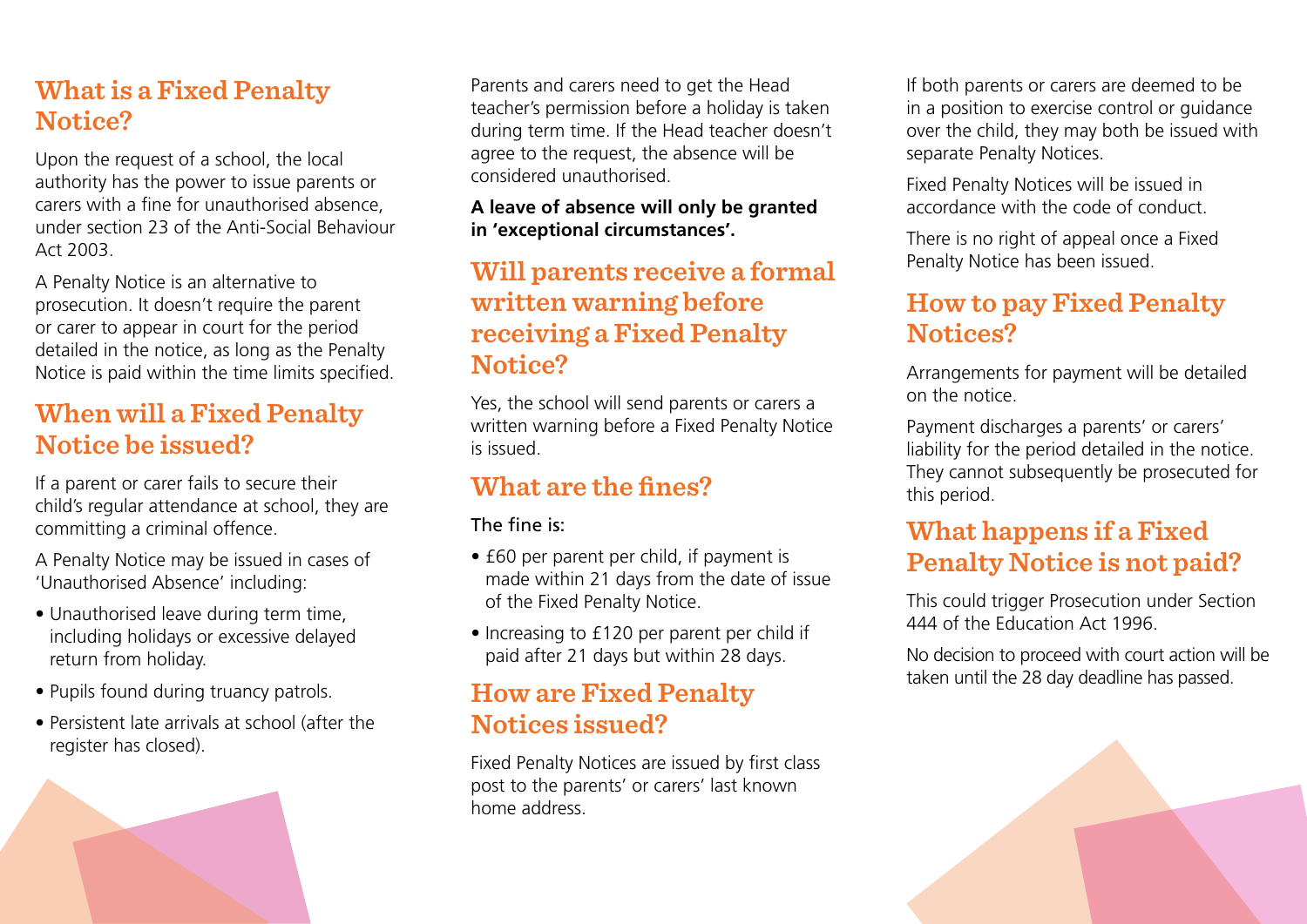## What is a Fixed Penalty Notice?

Upon the request of a school, the local authority has the power to issue parents or carers with a fine for unauthorised absence, under section 23 of the Anti-Social Behaviour Act 2003.

A Penalty Notice is an alternative to prosecution. It doesn't require the parent or carer to appear in court for the period detailed in the notice, as long as the Penalty Notice is paid within the time limits specified.

## When will a Fixed Penalty Notice be issued?

If a parent or carer fails to secure their child's regular attendance at school, they are committing a criminal offence.

A Penalty Notice may be issued in cases of 'Unauthorised Absence' including:

- Unauthorised leave during term time, including holidays or excessive delayed return from holiday.
- Pupils found during truancy patrols.
- Persistent late arrivals at school (after the register has closed).

Parents and carers need to get the Head teacher's permission before a holiday is taken during term time. If the Head teacher doesn't agree to the request, the absence will be considered unauthorised.

**A leave of absence will only be granted in 'exceptional circumstances'.**

## Will parents receive a formal written warning before receiving a Fixed Penalty Notice?

Yes, the school will send parents or carers a written warning before a Fixed Penalty Notice is issued.

## What are the fines?

The fine is:

- £60 per parent per child, if payment is made within 21 days from the date of issue of the Fixed Penalty Notice.
- Increasing to £120 per parent per child if paid after 21 days but within 28 days.

## How are Fixed Penalty Notices issued?

Fixed Penalty Notices are issued by first class post to the parents' or carers' last known home address.

If both parents or carers are deemed to be in a position to exercise control or guidance over the child, they may both be issued with separate Penalty Notices.

Fixed Penalty Notices will be issued in accordance with the code of conduct.

There is no right of appeal once a Fixed Penalty Notice has been issued.

## How to pay Fixed Penalty Notices?

Arrangements for payment will be detailed on the notice.

Payment discharges a parents' or carers' liability for the period detailed in the notice. They cannot subsequently be prosecuted for this period.

## What happens if a Fixed Penalty Notice is not paid?

This could trigger Prosecution under Section 444 of the Education Act 1996.

No decision to proceed with court action will be taken until the 28 day deadline has passed.